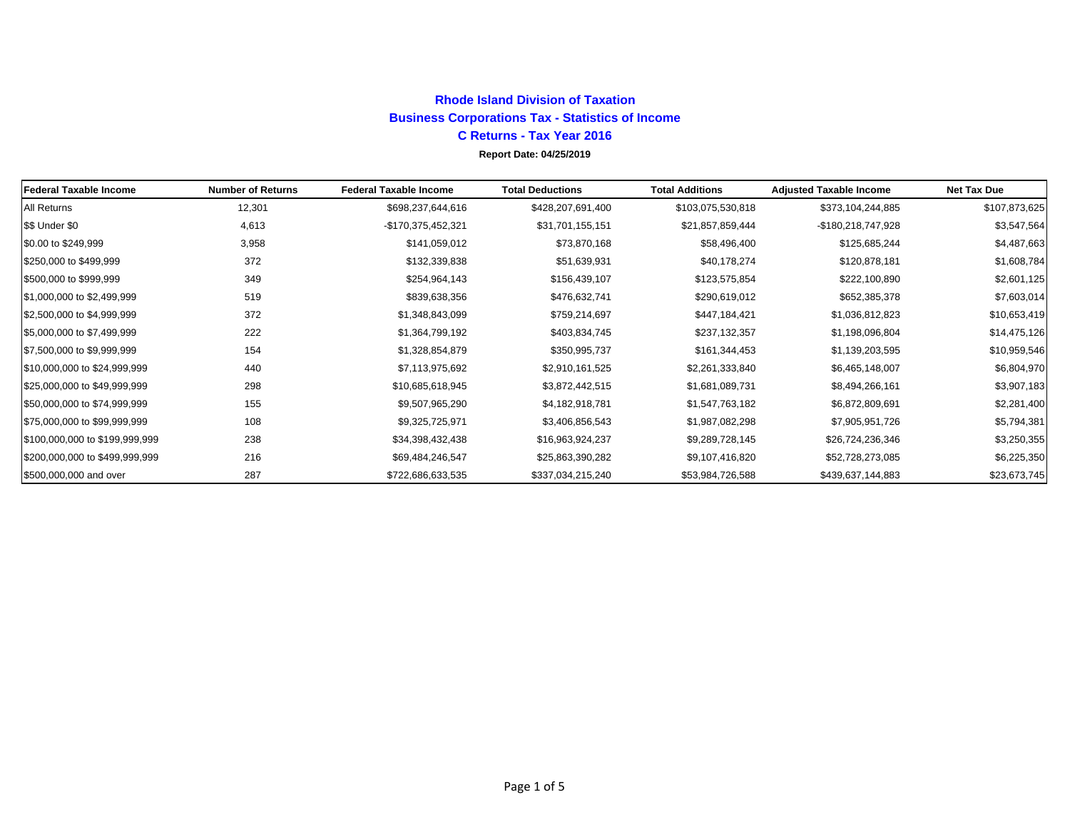# Rhode Island Division of Taxation

## Business Corporations Tax - Statistics of Income

## C Returns - Tax Year 2016

**Report Date: 04/25/2019**

| Federal Taxable Income | Number of Returns | Federal Taxable Income | Total Deductions | Total Additions | Adjusted Taxable Income | Net Tax Due |
|---|---|---|---|---|---|---|
| All Returns | 12,301 | $698,237,644,616 | $428,207,691,400 | $103,075,530,818 | $373,104,244,885 | $107,873,625 |
| $$ Under $0 | 4,613 | -$170,375,452,321 | $31,701,155,151 | $21,857,859,444 | -$180,218,747,928 | $3,547,564 |
| $0.00 to $249,999 | 3,958 | $141,059,012 | $73,870,168 | $58,496,400 | $125,685,244 | $4,487,663 |
| $250,000 to $499,999 | 372 | $132,339,838 | $51,639,931 | $40,178,274 | $120,878,181 | $1,608,784 |
| $500,000 to $999,999 | 349 | $254,964,143 | $156,439,107 | $123,575,854 | $222,100,890 | $2,601,125 |
| $1,000,000 to $2,499,999 | 519 | $839,638,356 | $476,632,741 | $290,619,012 | $652,385,378 | $7,603,014 |
| $2,500,000 to $4,999,999 | 372 | $1,348,843,099 | $759,214,697 | $447,184,421 | $1,036,812,823 | $10,653,419 |
| $5,000,000 to $7,499,999 | 222 | $1,364,799,192 | $403,834,745 | $237,132,357 | $1,198,096,804 | $14,475,126 |
| $7,500,000 to $9,999,999 | 154 | $1,328,854,879 | $350,995,737 | $161,344,453 | $1,139,203,595 | $10,959,546 |
| $10,000,000 to $24,999,999 | 440 | $7,113,975,692 | $2,910,161,525 | $2,261,333,840 | $6,465,148,007 | $6,804,970 |
| $25,000,000 to $49,999,999 | 298 | $10,685,618,945 | $3,872,442,515 | $1,681,089,731 | $8,494,266,161 | $3,907,183 |
| $50,000,000 to $74,999,999 | 155 | $9,507,965,290 | $4,182,918,781 | $1,547,763,182 | $6,872,809,691 | $2,281,400 |
| $75,000,000 to $99,999,999 | 108 | $9,325,725,971 | $3,406,856,543 | $1,987,082,298 | $7,905,951,726 | $5,794,381 |
| $100,000,000 to $199,999,999 | 238 | $34,398,432,438 | $16,963,924,237 | $9,289,728,145 | $26,724,236,346 | $3,250,355 |
| $200,000,000 to $499,999,999 | 216 | $69,484,246,547 | $25,863,390,282 | $9,107,416,820 | $52,728,273,085 | $6,225,350 |
| $500,000,000 and over | 287 | $722,686,633,535 | $337,034,215,240 | $53,984,726,588 | $439,637,144,883 | $23,673,745 |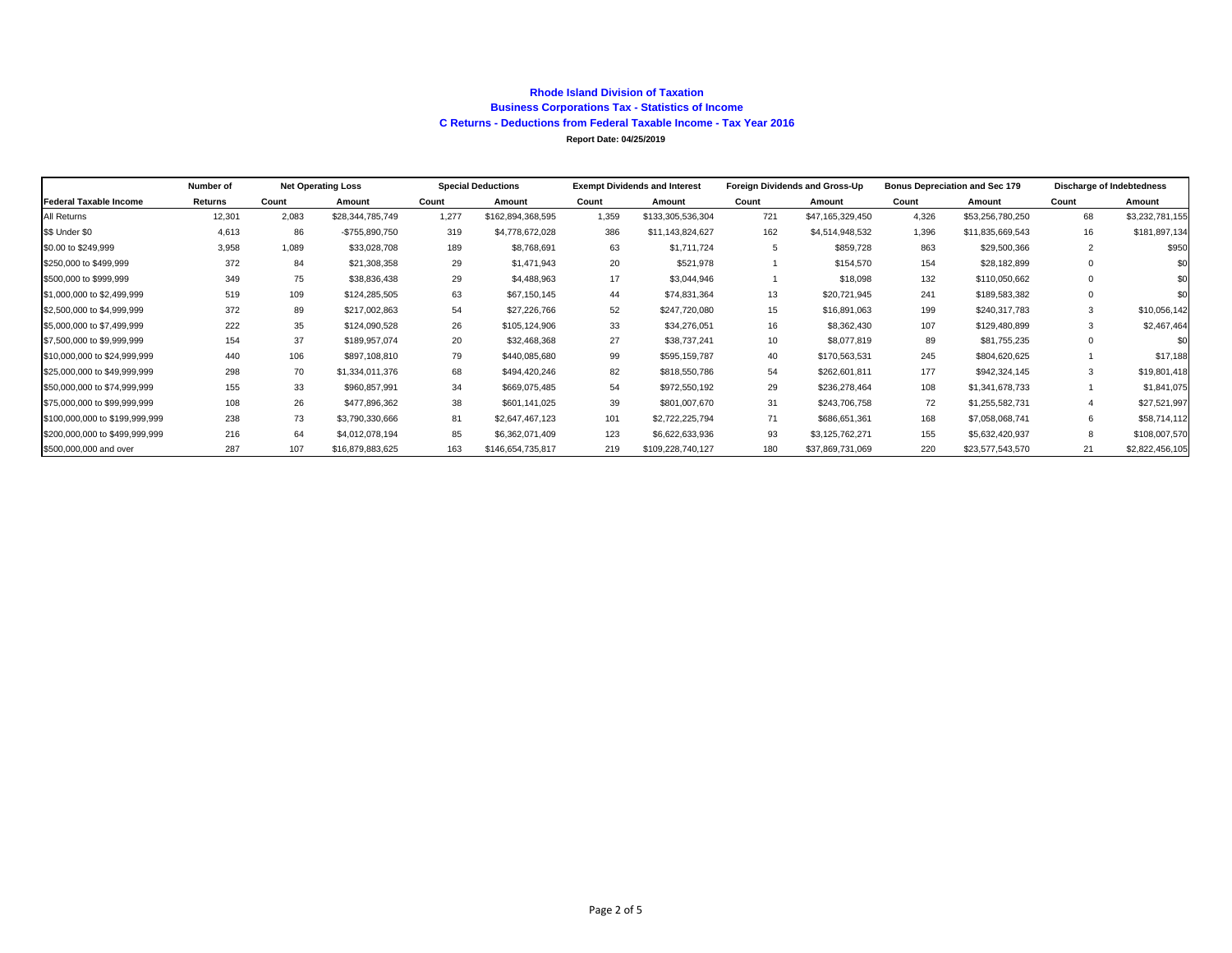# Rhode Island Division of Taxation

## Business Corporations Tax - Statistics of Income

### C Returns - Deductions from Federal Taxable Income - Tax Year 2016

**Report Date: 04/25/2019**

| | Number of | Net Operating Loss | | Special Deductions | | Exempt Dividends and Interest | | Foreign Dividends and Gross-Up | | Bonus Depreciation and Sec 179 | | Discharge of Indebtedness | |
|---|---|---|---|---|---|---|---|---|---|---|---|---|---|
| **Federal Taxable Income** | **Returns** | **Count** | **Amount** | **Count** | **Amount** | **Count** | **Amount** | **Count** | **Amount** | **Count** | **Amount** | **Count** | **Amount** |
| All Returns | 12,301 | 2,083 | $28,344,785,749 | 1,277 | $162,894,368,595 | 1,359 | $133,305,536,304 | 721 | $47,165,329,450 | 4,326 | $53,256,780,250 | 68 | $3,232,781,155 |
| $$ Under $0 | 4,613 | 86 | -$755,890,750 | 319 | $4,778,672,028 | 386 | $11,143,824,627 | 162 | $4,514,948,532 | 1,396 | $11,835,669,543 | 16 | $181,897,134 |
| $0.00 to $249,999 | 3,958 | 1,089 | $33,028,708 | 189 | $8,768,691 | 63 | $1,711,724 | 5 | $859,728 | 863 | $29,500,366 | 2 | $950 |
| $250,000 to $499,999 | 372 | 84 | $21,308,358 | 29 | $1,471,943 | 20 | $521,978 | 1 | $154,570 | 154 | $28,182,899 | 0 | $0 |
| $500,000 to $999,999 | 349 | 75 | $38,836,438 | 29 | $4,488,963 | 17 | $3,044,946 | 1 | $18,098 | 132 | $110,050,662 | 0 | $0 |
| $1,000,000 to $2,499,999 | 519 | 109 | $124,285,505 | 63 | $67,150,145 | 44 | $74,831,364 | 13 | $20,721,945 | 241 | $189,583,382 | 0 | $0 |
| $2,500,000 to $4,999,999 | 372 | 89 | $217,002,863 | 54 | $27,226,766 | 52 | $247,720,080 | 15 | $16,891,063 | 199 | $240,317,783 | 3 | $10,056,142 |
| $5,000,000 to $7,499,999 | 222 | 35 | $124,090,528 | 26 | $105,124,906 | 33 | $34,276,051 | 16 | $8,362,430 | 107 | $129,480,899 | 3 | $2,467,464 |
| $7,500,000 to $9,999,999 | 154 | 37 | $189,957,074 | 20 | $32,468,368 | 27 | $38,737,241 | 10 | $8,077,819 | 89 | $81,755,235 | 0 | $0 |
| $10,000,000 to $24,999,999 | 440 | 106 | $897,108,810 | 79 | $440,085,680 | 99 | $595,159,787 | 40 | $170,563,531 | 245 | $804,620,625 | 1 | $17,188 |
| $25,000,000 to $49,999,999 | 298 | 70 | $1,334,011,376 | 68 | $494,420,246 | 82 | $818,550,786 | 54 | $262,601,811 | 177 | $942,324,145 | 3 | $19,801,418 |
| $50,000,000 to $74,999,999 | 155 | 33 | $960,857,991 | 34 | $669,075,485 | 54 | $972,550,192 | 29 | $236,278,464 | 108 | $1,341,678,733 | 1 | $1,841,075 |
| $75,000,000 to $99,999,999 | 108 | 26 | $477,896,362 | 38 | $601,141,025 | 39 | $801,007,670 | 31 | $243,706,758 | 72 | $1,255,582,731 | 4 | $27,521,997 |
| $100,000,000 to $199,999,999 | 238 | 73 | $3,790,330,666 | 81 | $2,647,467,123 | 101 | $2,722,225,794 | 71 | $686,651,361 | 168 | $7,058,068,741 | 6 | $58,714,112 |
| $200,000,000 to $499,999,999 | 216 | 64 | $4,012,078,194 | 85 | $6,362,071,409 | 123 | $6,622,633,936 | 93 | $3,125,762,271 | 155 | $5,632,420,937 | 8 | $108,007,570 |
| $500,000,000 and over | 287 | 107 | $16,879,883,625 | 163 | $146,654,735,817 | 219 | $109,228,740,127 | 180 | $37,869,731,069 | 220 | $23,577,543,570 | 21 | $2,822,456,105 |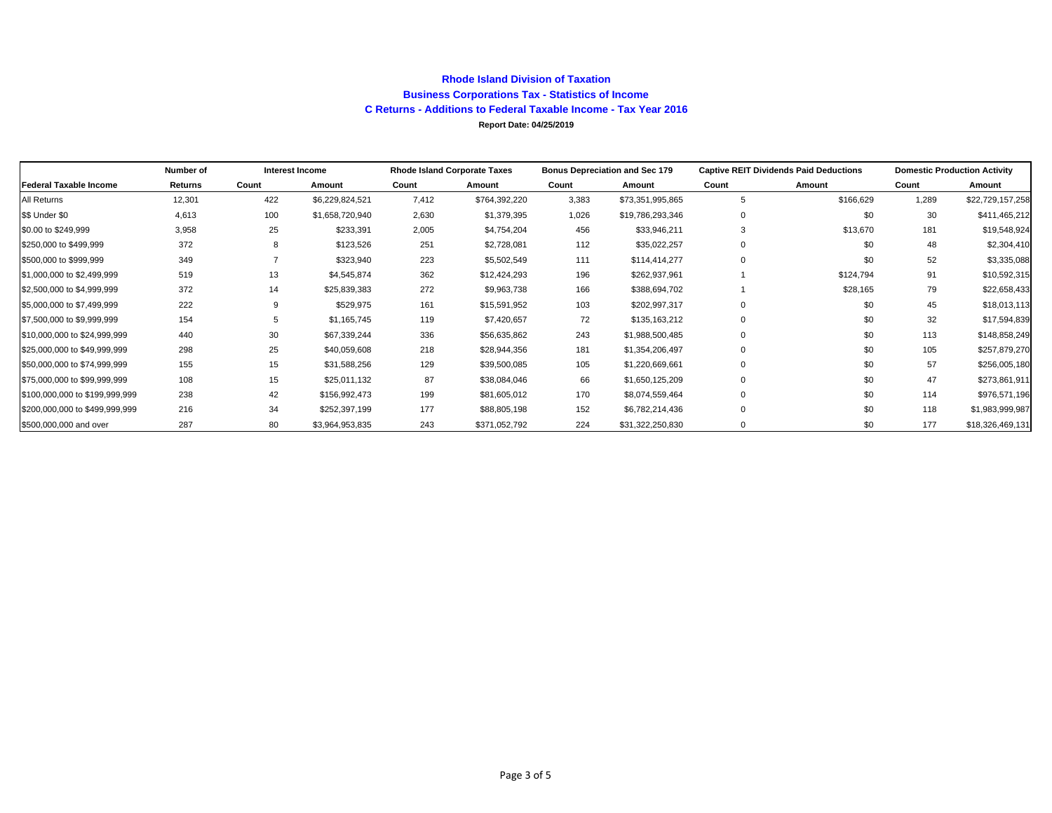**Rhode Island Division of Taxation**

**Business Corporations Tax - Statistics of Income**

**C Returns - Additions to Federal Taxable Income - Tax Year 2016**

**Report Date: 04/25/2019**

| | Number of | Interest Income | | Rhode Island Corporate Taxes | | Bonus Depreciation and Sec 179 | | Captive REIT Dividends Paid Deductions | | Domestic Production Activity | |
|---|---|---|---|---|---|---|---|---|---|---|---|
| **Federal Taxable Income** | **Returns** | **Count** | **Amount** | **Count** | **Amount** | **Count** | **Amount** | **Count** | **Amount** | **Count** | **Amount** |
| All Returns | 12,301 | 422 | $6,229,824,521 | 7,412 | $764,392,220 | 3,383 | $73,351,995,865 | 5 | $166,629 | 1,289 | $22,729,157,258 |
| $$ Under $0 | 4,613 | 100 | $1,658,720,940 | 2,630 | $1,379,395 | 1,026 | $19,786,293,346 | 0 | $0 | 30 | $411,465,212 |
| $0.00 to $249,999 | 3,958 | 25 | $233,391 | 2,005 | $4,754,204 | 456 | $33,946,211 | 3 | $13,670 | 181 | $19,548,924 |
| $250,000 to $499,999 | 372 | 8 | $123,526 | 251 | $2,728,081 | 112 | $35,022,257 | 0 | $0 | 48 | $2,304,410 |
| $500,000 to $999,999 | 349 | 7 | $323,940 | 223 | $5,502,549 | 111 | $114,414,277 | 0 | $0 | 52 | $3,335,088 |
| $1,000,000 to $2,499,999 | 519 | 13 | $4,545,874 | 362 | $12,424,293 | 196 | $262,937,961 | 1 | $124,794 | 91 | $10,592,315 |
| $2,500,000 to $4,999,999 | 372 | 14 | $25,839,383 | 272 | $9,963,738 | 166 | $388,694,702 | 1 | $28,165 | 79 | $22,658,433 |
| $5,000,000 to $7,499,999 | 222 | 9 | $529,975 | 161 | $15,591,952 | 103 | $202,997,317 | 0 | $0 | 45 | $18,013,113 |
| $7,500,000 to $9,999,999 | 154 | 5 | $1,165,745 | 119 | $7,420,657 | 72 | $135,163,212 | 0 | $0 | 32 | $17,594,839 |
| $10,000,000 to $24,999,999 | 440 | 30 | $67,339,244 | 336 | $56,635,862 | 243 | $1,988,500,485 | 0 | $0 | 113 | $148,858,249 |
| $25,000,000 to $49,999,999 | 298 | 25 | $40,059,608 | 218 | $28,944,356 | 181 | $1,354,206,497 | 0 | $0 | 105 | $257,879,270 |
| $50,000,000 to $74,999,999 | 155 | 15 | $31,588,256 | 129 | $39,500,085 | 105 | $1,220,669,661 | 0 | $0 | 57 | $256,005,180 |
| $75,000,000 to $99,999,999 | 108 | 15 | $25,011,132 | 87 | $38,084,046 | 66 | $1,650,125,209 | 0 | $0 | 47 | $273,861,911 |
| $100,000,000 to $199,999,999 | 238 | 42 | $156,992,473 | 199 | $81,605,012 | 170 | $8,074,559,464 | 0 | $0 | 114 | $976,571,196 |
| $200,000,000 to $499,999,999 | 216 | 34 | $252,397,199 | 177 | $88,805,198 | 152 | $6,782,214,436 | 0 | $0 | 118 | $1,983,999,987 |
| $500,000,000 and over | 287 | 80 | $3,964,953,835 | 243 | $371,052,792 | 224 | $31,322,250,830 | 0 | $0 | 177 | $18,326,469,131 |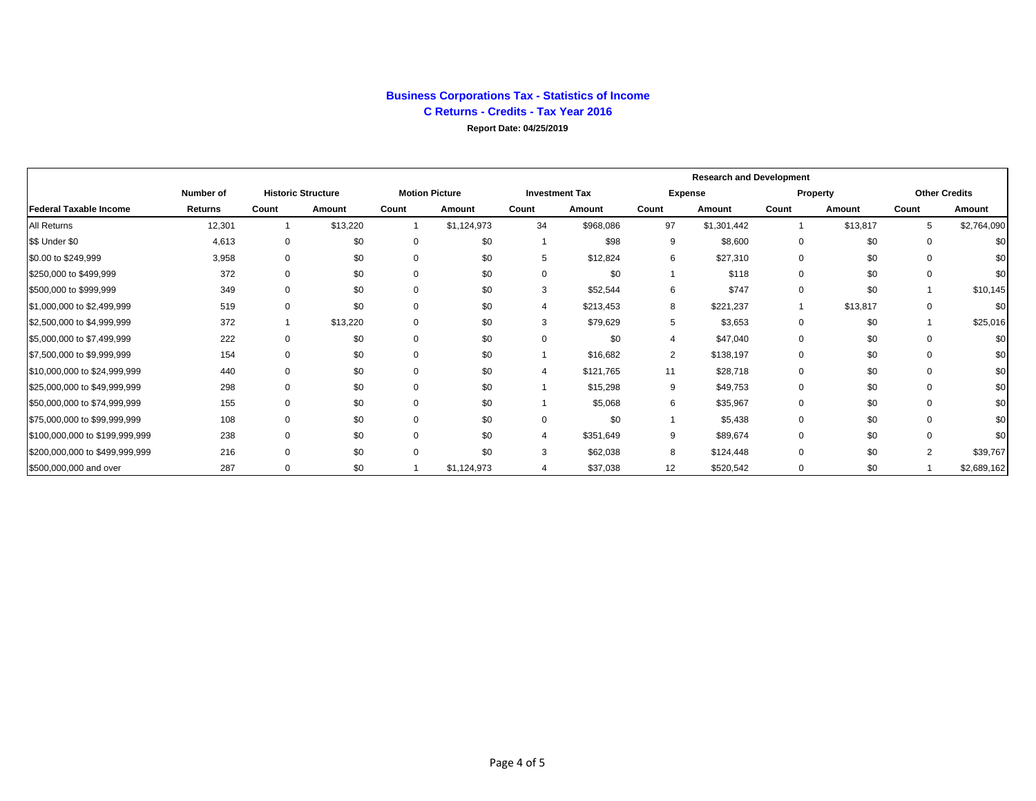**Business Corporations Tax - Statistics of Income**
**C Returns - Credits - Tax Year 2016**
**Report Date: 04/25/2019**

| | | | | | | | | Research and Development | | | | | |
|---|---|---|---|---|---|---|---|---|---|---|---|---|---|
| | Number of | Historic Structure | | Motion Picture | | Investment Tax | | Expense | | Property | | Other Credits | |
| Federal Taxable Income | Returns | Count | Amount | Count | Amount | Count | Amount | Count | Amount | Count | Amount | Count | Amount |
| All Returns | 12,301 | 1 | $13,220 | 1 | $1,124,973 | 34 | $968,086 | 97 | $1,301,442 | 1 | $13,817 | 5 | $2,764,090 |
| $$ Under $0 | 4,613 | 0 | $0 | 0 | $0 | 1 | $98 | 9 | $8,600 | 0 | $0 | 0 | $0 |
| $0.00 to $249,999 | 3,958 | 0 | $0 | 0 | $0 | 5 | $12,824 | 6 | $27,310 | 0 | $0 | 0 | $0 |
| $250,000 to $499,999 | 372 | 0 | $0 | 0 | $0 | 0 | $0 | 1 | $118 | 0 | $0 | 0 | $0 |
| $500,000 to $999,999 | 349 | 0 | $0 | 0 | $0 | 3 | $52,544 | 6 | $747 | 0 | $0 | 1 | $10,145 |
| $1,000,000 to $2,499,999 | 519 | 0 | $0 | 0 | $0 | 4 | $213,453 | 8 | $221,237 | 1 | $13,817 | 0 | $0 |
| $2,500,000 to $4,999,999 | 372 | 1 | $13,220 | 0 | $0 | 3 | $79,629 | 5 | $3,653 | 0 | $0 | 1 | $25,016 |
| $5,000,000 to $7,499,999 | 222 | 0 | $0 | 0 | $0 | 0 | $0 | 4 | $47,040 | 0 | $0 | 0 | $0 |
| $7,500,000 to $9,999,999 | 154 | 0 | $0 | 0 | $0 | 1 | $16,682 | 2 | $138,197 | 0 | $0 | 0 | $0 |
| $10,000,000 to $24,999,999 | 440 | 0 | $0 | 0 | $0 | 4 | $121,765 | 11 | $28,718 | 0 | $0 | 0 | $0 |
| $25,000,000 to $49,999,999 | 298 | 0 | $0 | 0 | $0 | 1 | $15,298 | 9 | $49,753 | 0 | $0 | 0 | $0 |
| $50,000,000 to $74,999,999 | 155 | 0 | $0 | 0 | $0 | 1 | $5,068 | 6 | $35,967 | 0 | $0 | 0 | $0 |
| $75,000,000 to $99,999,999 | 108 | 0 | $0 | 0 | $0 | 0 | $0 | 1 | $5,438 | 0 | $0 | 0 | $0 |
| $100,000,000 to $199,999,999 | 238 | 0 | $0 | 0 | $0 | 4 | $351,649 | 9 | $89,674 | 0 | $0 | 0 | $0 |
| $200,000,000 to $499,999,999 | 216 | 0 | $0 | 0 | $0 | 3 | $62,038 | 8 | $124,448 | 0 | $0 | 2 | $39,767 |
| $500,000,000 and over | 287 | 0 | $0 | 1 | $1,124,973 | 4 | $37,038 | 12 | $520,542 | 0 | $0 | 1 | $2,689,162 |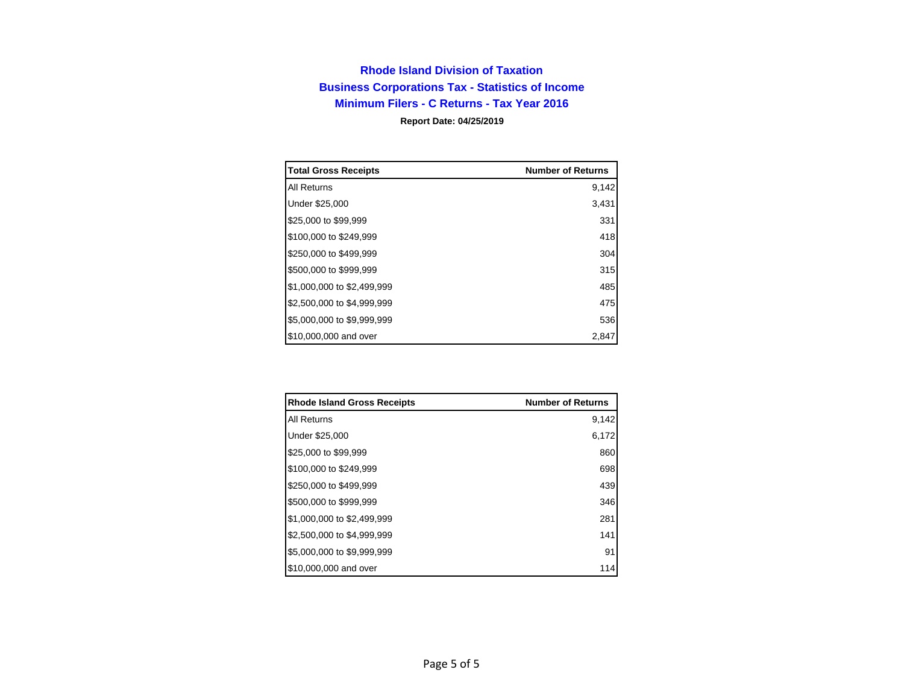# Rhode Island Division of Taxation

## Business Corporations Tax - Statistics of Income

## Minimum Filers - C Returns - Tax Year 2016

**Report Date: 04/25/2019**

| Total Gross Receipts | Number of Returns |
|---|---|
| All Returns | 9,142 |
| Under $25,000 | 3,431 |
| $25,000 to $99,999 | 331 |
| $100,000 to $249,999 | 418 |
| $250,000 to $499,999 | 304 |
| $500,000 to $999,999 | 315 |
| $1,000,000 to $2,499,999 | 485 |
| $2,500,000 to $4,999,999 | 475 |
| $5,000,000 to $9,999,999 | 536 |
| $10,000,000 and over | 2,847 |

| Rhode Island Gross Receipts | Number of Returns |
|---|---|
| All Returns | 9,142 |
| Under $25,000 | 6,172 |
| $25,000 to $99,999 | 860 |
| $100,000 to $249,999 | 698 |
| $250,000 to $499,999 | 439 |
| $500,000 to $999,999 | 346 |
| $1,000,000 to $2,499,999 | 281 |
| $2,500,000 to $4,999,999 | 141 |
| $5,000,000 to $9,999,999 | 91 |
| $10,000,000 and over | 114 |